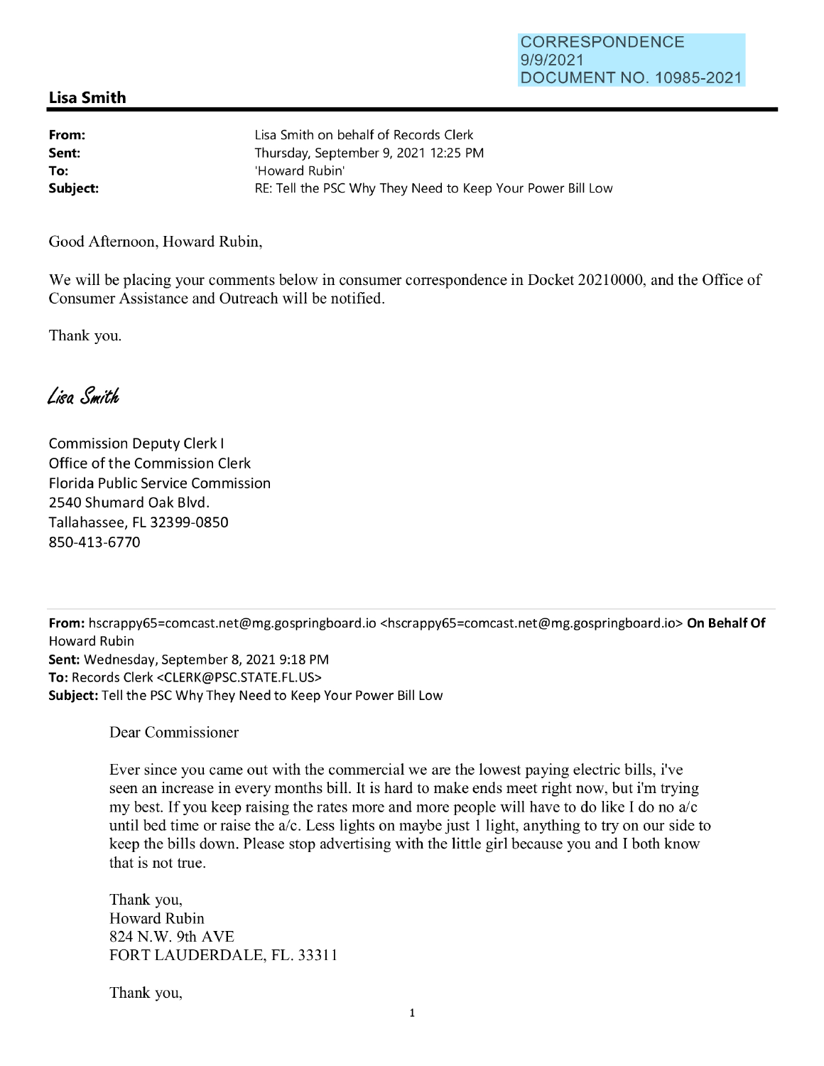CORRESPONDENCE
9/9/2021
DOCUMENT NO. 10985-2021

## Lisa Smith

**From:** Lisa Smith on behalf of Records Clerk
**Sent:** Thursday, September 9, 2021 12:25 PM
**To:** 'Howard Rubin'
**Subject:** RE: Tell the PSC Why They Need to Keep Your Power Bill Low

Good Afternoon, Howard Rubin,

We will be placing your comments below in consumer correspondence in Docket 20210000, and the Office of Consumer Assistance and Outreach will be notified.

Thank you.

*Lisa Smith*

Commission Deputy Clerk I
Office of the Commission Clerk
Florida Public Service Commission
2540 Shumard Oak Blvd.
Tallahassee, FL 32399-0850
850-413-6770

---

**From:** hscrappy65=comcast.net@mg.gospringboard.io <hscrappy65=comcast.net@mg.gospringboard.io> **On Behalf Of** Howard Rubin
**Sent:** Wednesday, September 8, 2021 9:18 PM
**To:** Records Clerk <CLERK@PSC.STATE.FL.US>
**Subject:** Tell the PSC Why They Need to Keep Your Power Bill Low

Dear Commissioner

Ever since you came out with the commercial we are the lowest paying electric bills, i've seen an increase in every months bill. It is hard to make ends meet right now, but i'm trying my best. If you keep raising the rates more and more people will have to do like I do no a/c until bed time or raise the a/c. Less lights on maybe just 1 light, anything to try on our side to keep the bills down. Please stop advertising with the little girl because you and I both know that is not true.

Thank you,
Howard Rubin
824 N.W. 9th AVE
FORT LAUDERDALE, FL. 33311

Thank you,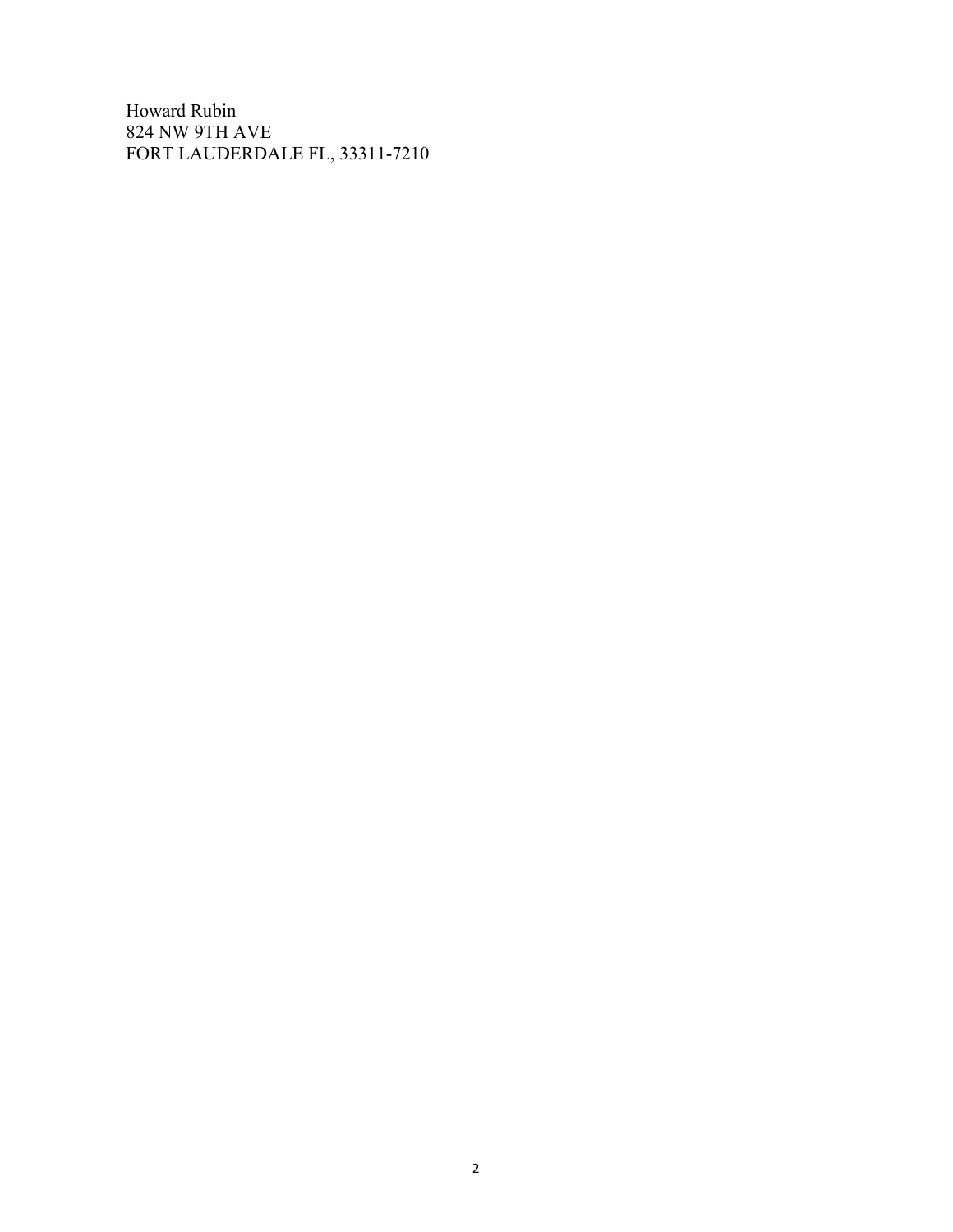Howard Rubin
824 NW 9TH AVE
FORT LAUDERDALE FL, 33311-7210